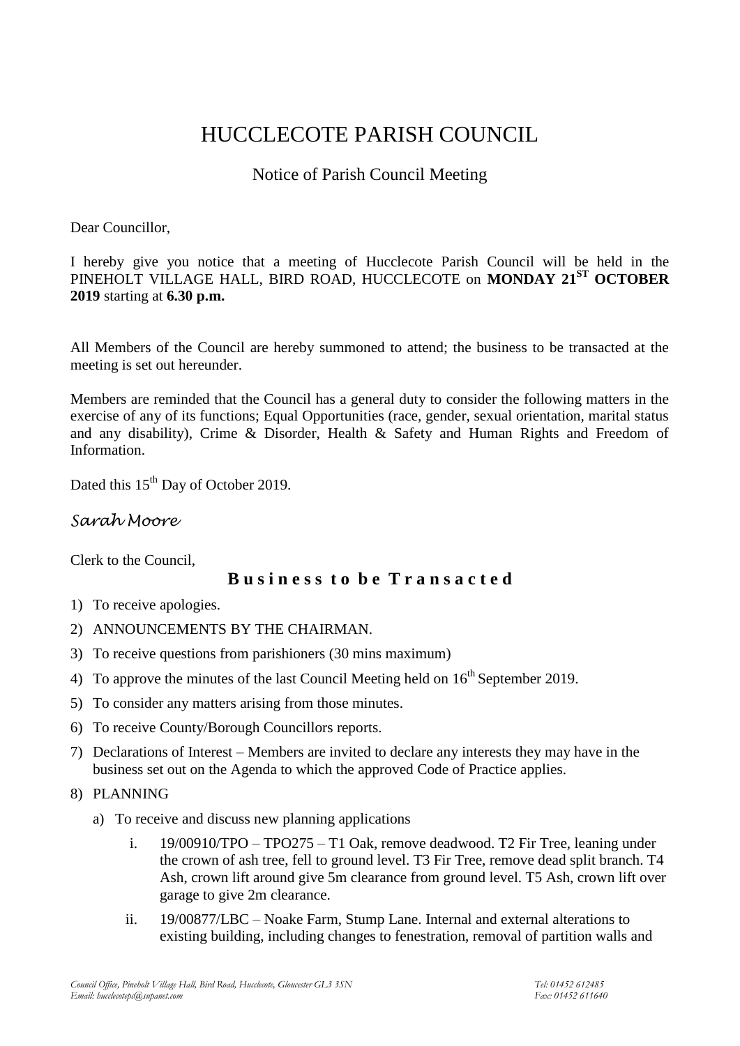# HUCCLECOTE PARISH COUNCIL

## Notice of Parish Council Meeting

Dear Councillor,

I hereby give you notice that a meeting of Hucclecote Parish Council will be held in the PINEHOLT VILLAGE HALL, BIRD ROAD, HUCCLECOTE on **MONDAY 21ST OCTOBER 2019** starting at **6.30 p.m.**

All Members of the Council are hereby summoned to attend; the business to be transacted at the meeting is set out hereunder.

Members are reminded that the Council has a general duty to consider the following matters in the exercise of any of its functions; Equal Opportunities (race, gender, sexual orientation, marital status and any disability), Crime & Disorder, Health & Safety and Human Rights and Freedom of Information.

Dated this 15th Day of October 2019.

*Sarah Moore*

Clerk to the Council,

### Business to be Transacted

1) To receive apologies.
2) ANNOUNCEMENTS BY THE CHAIRMAN.
3) To receive questions from parishioners (30 mins maximum)
4) To approve the minutes of the last Council Meeting held on 16th September 2019.
5) To consider any matters arising from those minutes.
6) To receive County/Borough Councillors reports.
7) Declarations of Interest – Members are invited to declare any interests they may have in the business set out on the Agenda to which the approved Code of Practice applies.
8) PLANNING
   a) To receive and discuss new planning applications
      i. 19/00910/TPO – TPO275 – T1 Oak, remove deadwood. T2 Fir Tree, leaning under the crown of ash tree, fell to ground level. T3 Fir Tree, remove dead split branch. T4 Ash, crown lift around give 5m clearance from ground level. T5 Ash, crown lift over garage to give 2m clearance.
      ii. 19/00877/LBC – Noake Farm, Stump Lane. Internal and external alterations to existing building, including changes to fenestration, removal of partition walls and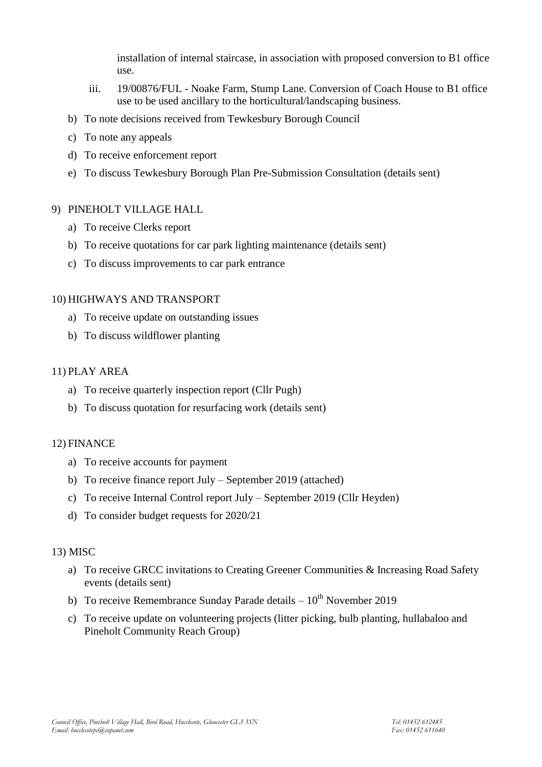installation of internal staircase, in association with proposed conversion to B1 office use.

iii. 19/00876/FUL - Noake Farm, Stump Lane. Conversion of Coach House to B1 office use to be used ancillary to the horticultural/landscaping business.

b) To note decisions received from Tewkesbury Borough Council

c) To note any appeals

d) To receive enforcement report

e) To discuss Tewkesbury Borough Plan Pre-Submission Consultation (details sent)

9) PINEHOLT VILLAGE HALL

a) To receive Clerks report

b) To receive quotations for car park lighting maintenance (details sent)

c) To discuss improvements to car park entrance

10) HIGHWAYS AND TRANSPORT

a) To receive update on outstanding issues

b) To discuss wildflower planting

11) PLAY AREA

a) To receive quarterly inspection report (Cllr Pugh)

b) To discuss quotation for resurfacing work (details sent)

12) FINANCE

a) To receive accounts for payment

b) To receive finance report July – September 2019 (attached)

c) To receive Internal Control report July – September 2019 (Cllr Heyden)

d) To consider budget requests for 2020/21

13) MISC

a) To receive GRCC invitations to Creating Greener Communities & Increasing Road Safety events (details sent)

b) To receive Remembrance Sunday Parade details – 10th November 2019

c) To receive update on volunteering projects (litter picking, bulb planting, hullabaloo and Pineholt Community Reach Group)